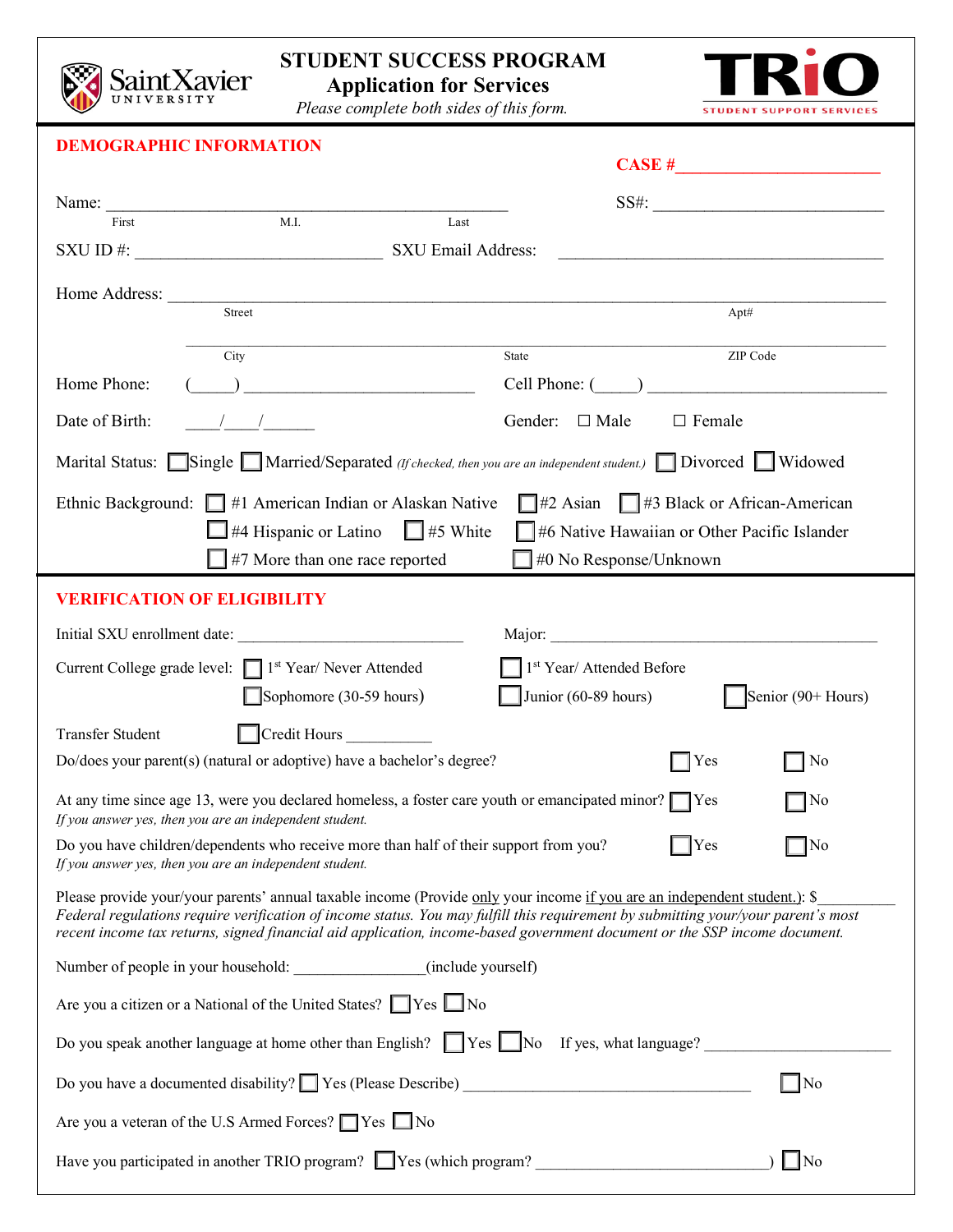# STUDENT SUCCESS PROGRAM

## Application for Services

*Please complete both sides of this form.*

TRiO STUDENT SUPPORT SERVICES

## DEMOGRAPHIC INFORMATION

**CASE #\_\_\_\_\_\_\_\_\_\_\_\_\_\_\_\_\_\_\_\_\_\_\_**

Name: \_\_\_\_\_\_\_\_\_\_\_\_\_\_\_\_\_\_\_\_\_\_\_\_\_\_\_\_\_\_\_\_\_\_\_\_\_\_\_\_\_\_\_\_\_\_ SS#: \_\_\_\_\_\_\_\_\_\_\_\_\_\_\_\_\_\_\_\_\_\_\_\_\_\_
First M.I. Last

SXU ID #: \_\_\_\_\_\_\_\_\_\_\_\_\_\_\_\_\_\_\_\_\_\_\_\_\_\_\_\_ SXU Email Address: \_\_\_\_\_\_\_\_\_\_\_\_\_\_\_\_\_\_\_\_\_\_\_\_\_\_\_\_\_\_\_\_\_\_\_\_\_

Home Address: \_\_\_\_\_\_\_\_\_\_\_\_\_\_\_\_\_\_\_\_\_\_\_\_\_\_\_\_\_\_\_\_\_\_\_\_\_\_\_\_\_\_\_\_\_\_\_\_\_\_\_\_\_\_\_\_\_\_\_\_\_\_\_\_\_\_\_\_\_\_\_\_\_\_\_\_
Street Apt#

\_\_\_\_\_\_\_\_\_\_\_\_\_\_\_\_\_\_\_\_\_\_\_\_\_\_\_\_\_\_\_\_\_\_\_\_\_\_\_\_\_\_\_\_\_\_\_\_\_\_\_\_\_\_\_\_\_\_\_\_\_\_\_\_\_\_\_\_\_\_\_\_\_\_\_\_\_\_
City State ZIP Code

Home Phone: (\_\_\_\_\_) \_\_\_\_\_\_\_\_\_\_\_\_\_\_\_\_\_\_\_\_\_\_\_\_\_ Cell Phone: (\_\_\_\_\_) \_\_\_\_\_\_\_\_\_\_\_\_\_\_\_\_\_\_\_\_\_\_\_\_\_\_\_\_

Date of Birth: \_\_\_\_/\_\_\_\_/\_\_\_\_\_\_ Gender: ☐ Male ☐ Female

Marital Status: ☐ Single ☐ Married/Separated *(If checked, then you are an independent student.)* ☐ Divorced ☐ Widowed

Ethnic Background: ☐ #1 American Indian or Alaskan Native ☐ #2 Asian ☐ #3 Black or African-American
☐ #4 Hispanic or Latino ☐ #5 White ☐ #6 Native Hawaiian or Other Pacific Islander
☐ #7 More than one race reported ☐ #0 No Response/Unknown

## VERIFICATION OF ELIGIBILITY

Initial SXU enrollment date: \_\_\_\_\_\_\_\_\_\_\_\_\_\_\_\_\_\_\_\_\_\_\_\_\_\_\_ Major: \_\_\_\_\_\_\_\_\_\_\_\_\_\_\_\_\_\_\_\_\_\_\_\_\_\_\_\_\_\_\_\_\_\_\_\_\_\_\_\_\_

Current College grade level: ☐ 1st Year/ Never Attended ☐ 1st Year/ Attended Before
☐ Sophomore (30-59 hours) ☐ Junior (60-89 hours) ☐ Senior (90+ Hours)

Transfer Student ☐ Credit Hours \_\_\_\_\_\_\_\_\_\_\_

Do/does your parent(s) (natural or adoptive) have a bachelor's degree? ☐ Yes ☐ No

At any time since age 13, were you declared homeless, a foster care youth or emancipated minor? ☐ Yes ☐ No
*If you answer yes, then you are an independent student.*

Do you have children/dependents who receive more than half of their support from you? ☐ Yes ☐ No
*If you answer yes, then you are an independent student.*

Please provide your/your parents' annual taxable income (Provide only your income if you are an independent student.): $\_\_\_\_\_\_\_\_\_\_
*Federal regulations require verification of income status. You may fulfill this requirement by submitting your/your parent's most recent income tax returns, signed financial aid application, income-based government document or the SSP income document.*

Number of people in your household: \_\_\_\_\_\_\_\_\_\_\_\_\_\_\_\_(include yourself)

Are you a citizen or a National of the United States? ☐ Yes ☐ No

Do you speak another language at home other than English? ☐ Yes ☐ No If yes, what language? \_\_\_\_\_\_\_\_\_\_\_\_\_\_\_\_\_\_\_\_\_\_

Do you have a documented disability? ☐ Yes (Please Describe) \_\_\_\_\_\_\_\_\_\_\_\_\_\_\_\_\_\_\_\_\_\_\_\_\_\_\_\_\_\_\_\_\_\_\_\_ ☐ No

Are you a veteran of the U.S Armed Forces? ☐ Yes ☐ No

Have you participated in another TRIO program? ☐ Yes (which program? \_\_\_\_\_\_\_\_\_\_\_\_\_\_\_\_\_\_\_\_\_\_\_\_\_\_\_\_) ☐ No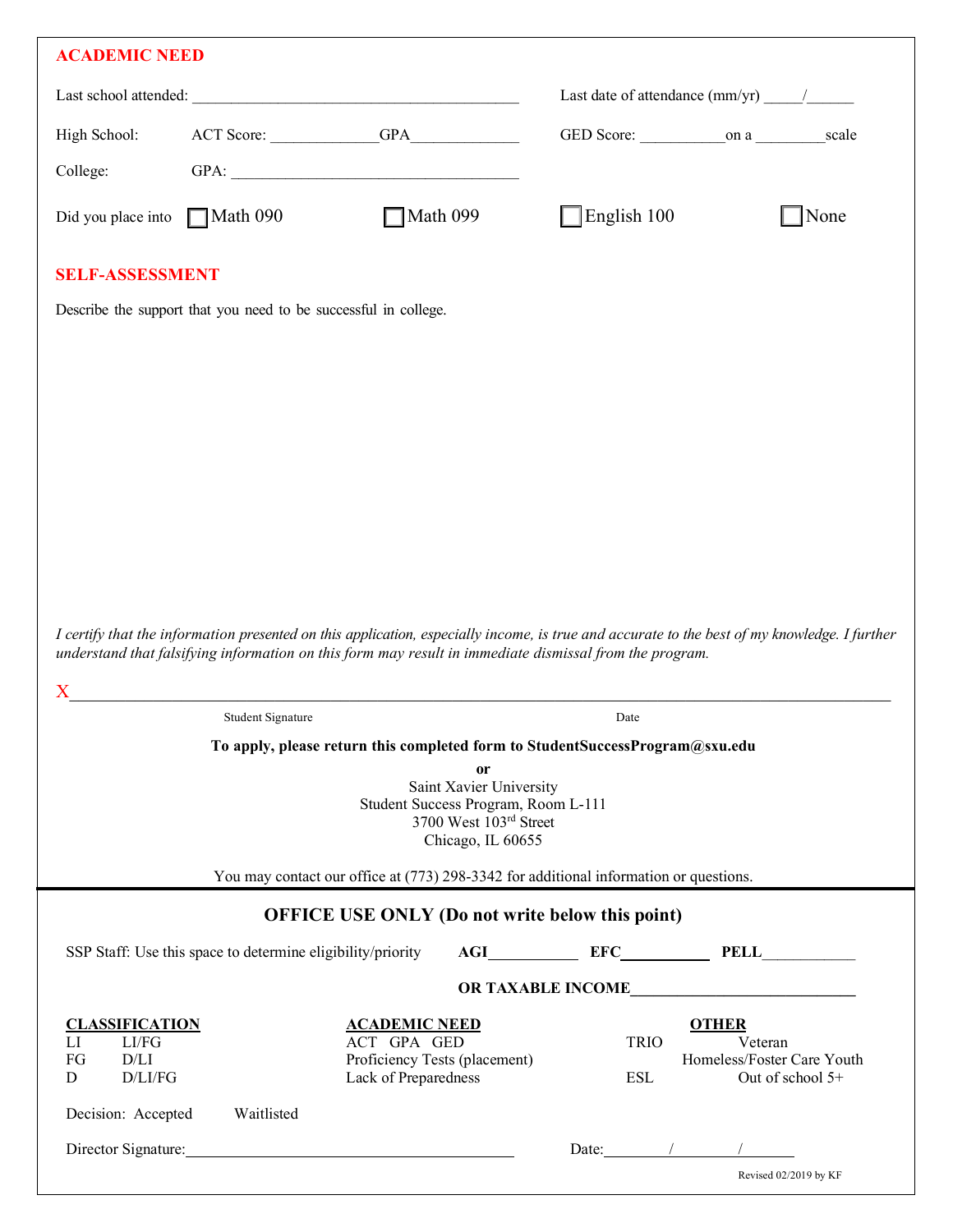## ACADEMIC NEED

Last school attended: ________________________________________ Last date of attendance (mm/yr) _____/______

High School: ACT Score: _____________ GPA______________ GED Score: ___________ on a _________ scale

College: GPA: ____________________________________

Did you place into ☐ Math 090 ☐ Math 099 ☐ English 100 ☐ None

## SELF-ASSESSMENT

Describe the support that you need to be successful in college.

*I certify that the information presented on this application, especially income, is true and accurate to the best of my knowledge. I further understand that falsifying information on this form may result in immediate dismissal from the program.*

X_____________________________________________________________________________

Student Signature Date

**To apply, please return this completed form to StudentSuccessProgram@sxu.edu**

**or**

Saint Xavier University
Student Success Program, Room L-111
3700 West 103rd Street
Chicago, IL 60655

You may contact our office at (773) 298-3342 for additional information or questions.

---

## OFFICE USE ONLY (Do not write below this point)

SSP Staff: Use this space to determine eligibility/priority **AGI**___________ **EFC**___________ **PELL**___________

**OR TAXABLE INCOME**____________________________

| **CLASSIFICATION** | | **ACADEMIC NEED** | **OTHER** | |
|---|---|---|---|---|
| LI | LI/FG | ACT GPA GED | TRIO | Veteran |
| FG | D/LI | Proficiency Tests (placement) | | Homeless/Foster Care Youth |
| D | D/LI/FG | Lack of Preparedness | ESL | Out of school 5+ |

Decision: Accepted Waitlisted

Director Signature:________________________________________ Date:_______/_______/_______

Revised 02/2019 by KF